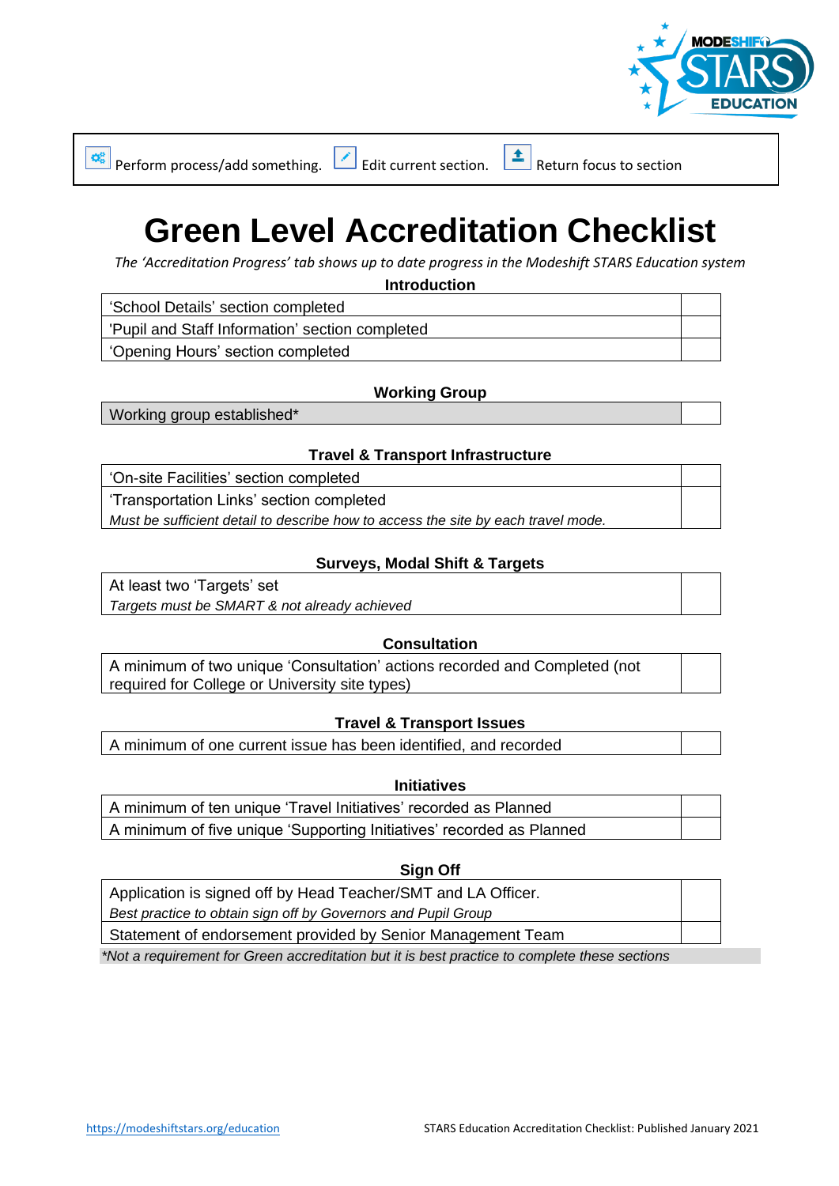Perform process/add something. Edit current section. Return focus to section

# Green Level Accreditation Checklist

*The 'Accreditation Progress' tab shows up to date progress in the Modeshift STARS Education system*

### Introduction

| | |
|---|---|
| 'School Details' section completed | |
| 'Pupil and Staff Information' section completed | |
| 'Opening Hours' section completed | |

### Working Group

| | |
|---|---|
| Working group established* | |

### Travel & Transport Infrastructure

| | |
|---|---|
| 'On-site Facilities' section completed | |
| 'Transportation Links' section completed<br>*Must be sufficient detail to describe how to access the site by each travel mode.* | |

### Surveys, Modal Shift & Targets

| | |
|---|---|
| At least two 'Targets' set<br>*Targets must be SMART & not already achieved* | |

### Consultation

| | |
|---|---|
| A minimum of two unique 'Consultation' actions recorded and Completed (not required for College or University site types) | |

### Travel & Transport Issues

| | |
|---|---|
| A minimum of one current issue has been identified, and recorded | |

### Initiatives

| | |
|---|---|
| A minimum of ten unique 'Travel Initiatives' recorded as Planned | |
| A minimum of five unique 'Supporting Initiatives' recorded as Planned | |

### Sign Off

| | |
|---|---|
| Application is signed off by Head Teacher/SMT and LA Officer.<br>*Best practice to obtain sign off by Governors and Pupil Group* | |
| Statement of endorsement provided by Senior Management Team | |

**Not a requirement for Green accreditation but it is best practice to complete these sections*

https://modeshiftstars.org/education

STARS Education Accreditation Checklist: Published January 2021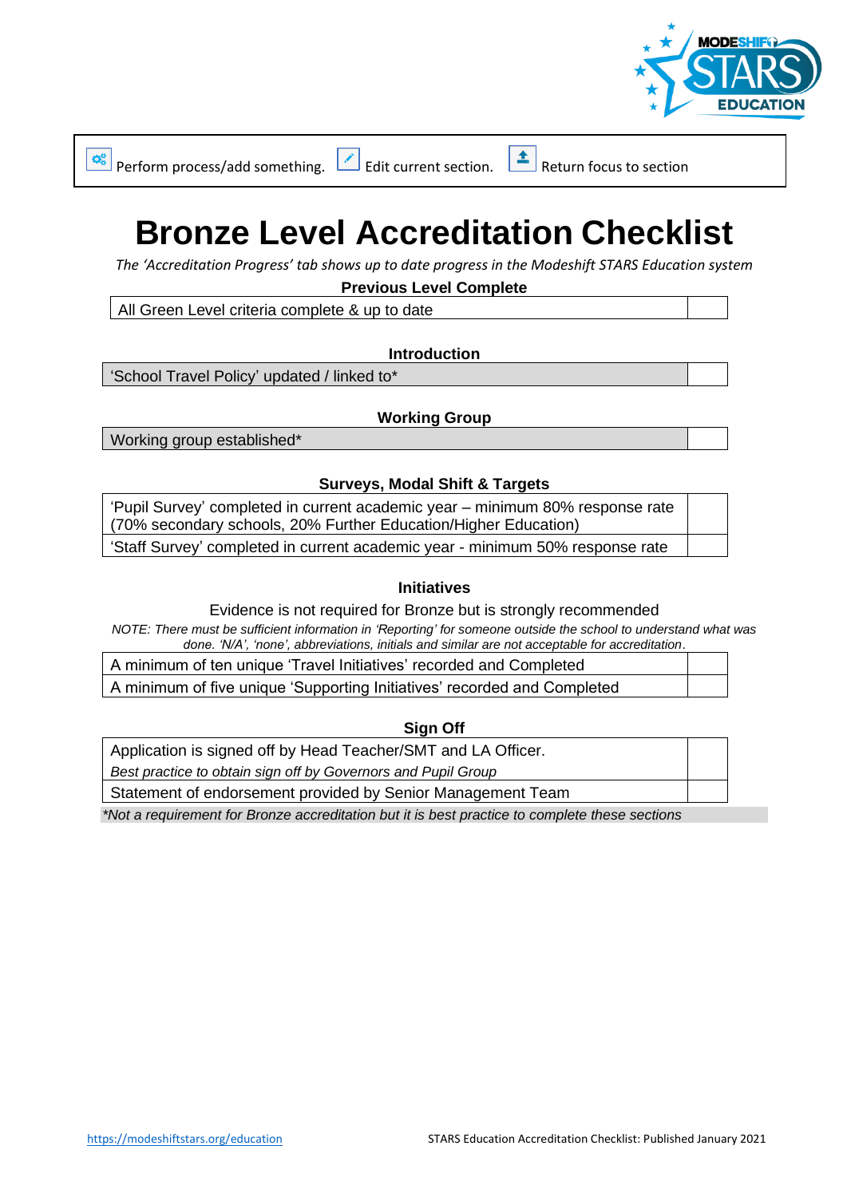Perform process/add something. Edit current section. Return focus to section

# Bronze Level Accreditation Checklist

*The 'Accreditation Progress' tab shows up to date progress in the Modeshift STARS Education system*

**Previous Level Complete**

| | |
|---|---|
| All Green Level criteria complete & up to date | |

**Introduction**

| | |
|---|---|
| 'School Travel Policy' updated / linked to* | |

**Working Group**

| | |
|---|---|
| Working group established* | |

**Surveys, Modal Shift & Targets**

| | |
|---|---|
| 'Pupil Survey' completed in current academic year – minimum 80% response rate (70% secondary schools, 20% Further Education/Higher Education) | |
| 'Staff Survey' completed in current academic year - minimum 50% response rate | |

**Initiatives**

Evidence is not required for Bronze but is strongly recommended

*NOTE: There must be sufficient information in 'Reporting' for someone outside the school to understand what was done. 'N/A', 'none', abbreviations, initials and similar are not acceptable for accreditation.*

| | |
|---|---|
| A minimum of ten unique 'Travel Initiatives' recorded and Completed | |
| A minimum of five unique 'Supporting Initiatives' recorded and Completed | |

**Sign Off**

| | |
|---|---|
| Application is signed off by Head Teacher/SMT and LA Officer. *Best practice to obtain sign off by Governors and Pupil Group* | |
| Statement of endorsement provided by Senior Management Team | |

*\*Not a requirement for Bronze accreditation but it is best practice to complete these sections*

https://modeshiftstars.org/education

STARS Education Accreditation Checklist: Published January 2021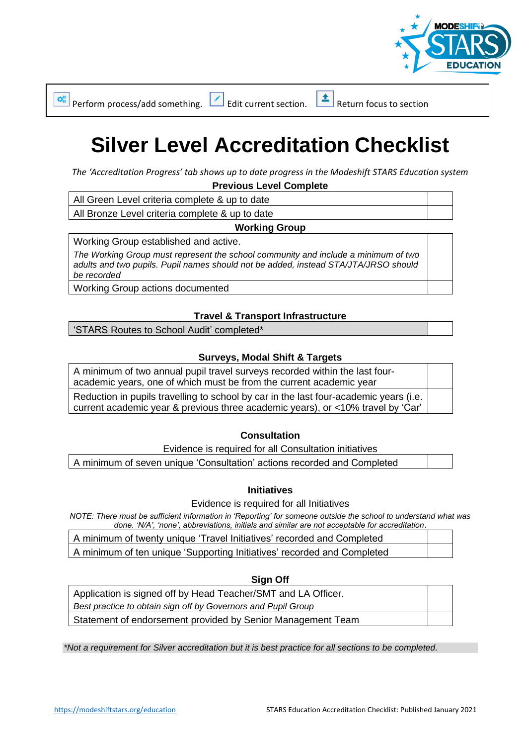Perform process/add something. Edit current section. Return focus to section

# Silver Level Accreditation Checklist

*The 'Accreditation Progress' tab shows up to date progress in the Modeshift STARS Education system*

**Previous Level Complete**

| All Green Level criteria complete & up to date | |
|---|---|
| All Bronze Level criteria complete & up to date | |

**Working Group**

| Working Group established and active. *The Working Group must represent the school community and include a minimum of two adults and two pupils. Pupil names should not be added, instead STA/JTA/JRSO should be recorded* | |
|---|---|
| Working Group actions documented | |

**Travel & Transport Infrastructure**

| 'STARS Routes to School Audit' completed* | |
|---|---|

**Surveys, Modal Shift & Targets**

| A minimum of two annual pupil travel surveys recorded within the last four-academic years, one of which must be from the current academic year | |
|---|---|
| Reduction in pupils travelling to school by car in the last four-academic years (i.e. current academic year & previous three academic years), or <10% travel by 'Car' | |

**Consultation**

Evidence is required for all Consultation initiatives

| A minimum of seven unique 'Consultation' actions recorded and Completed | |
|---|---|

**Initiatives**

Evidence is required for all Initiatives

*NOTE: There must be sufficient information in 'Reporting' for someone outside the school to understand what was done. 'N/A', 'none', abbreviations, initials and similar are not acceptable for accreditation.*

| A minimum of twenty unique 'Travel Initiatives' recorded and Completed | |
|---|---|
| A minimum of ten unique 'Supporting Initiatives' recorded and Completed | |

**Sign Off**

| Application is signed off by Head Teacher/SMT and LA Officer. *Best practice to obtain sign off by Governors and Pupil Group* | |
|---|---|
| Statement of endorsement provided by Senior Management Team | |

*\*Not a requirement for Silver accreditation but it is best practice for all sections to be completed.*

https://modeshiftstars.org/education STARS Education Accreditation Checklist: Published January 2021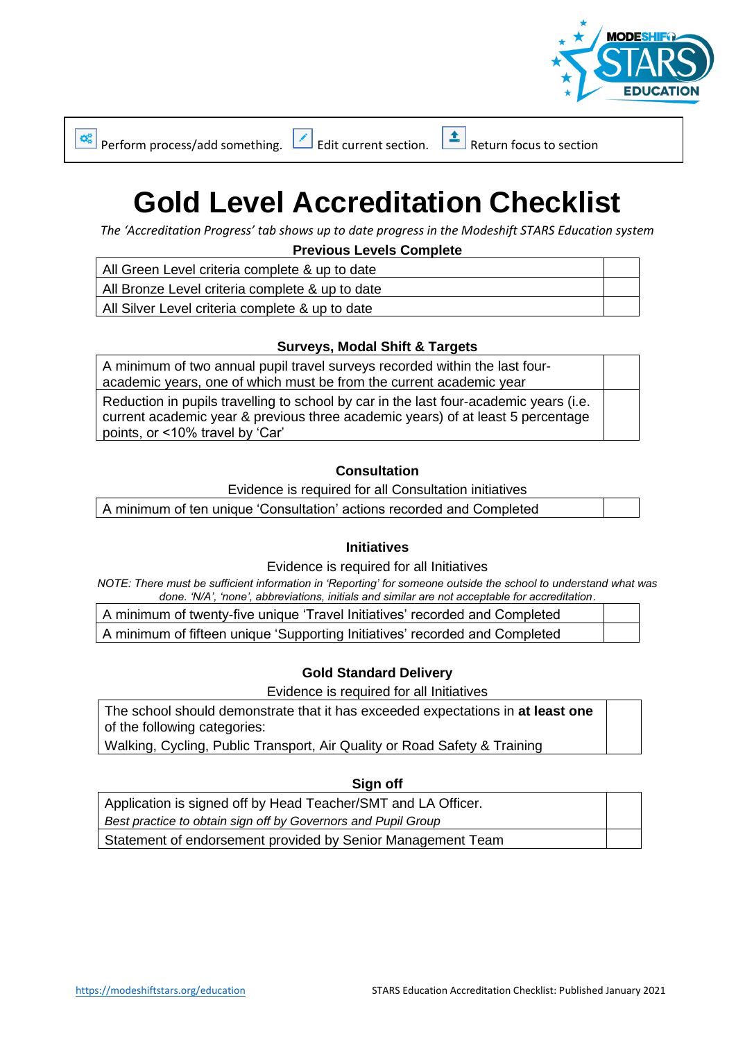Perform process/add something. Edit current section. Return focus to section

# Gold Level Accreditation Checklist

*The 'Accreditation Progress' tab shows up to date progress in the Modeshift STARS Education system*

**Previous Levels Complete**

| | |
|---|---|
| All Green Level criteria complete & up to date | |
| All Bronze Level criteria complete & up to date | |
| All Silver Level criteria complete & up to date | |

**Surveys, Modal Shift & Targets**

| | |
|---|---|
| A minimum of two annual pupil travel surveys recorded within the last four-academic years, one of which must be from the current academic year | |
| Reduction in pupils travelling to school by car in the last four-academic years (i.e. current academic year & previous three academic years) of at least 5 percentage points, or <10% travel by 'Car' | |

**Consultation**

Evidence is required for all Consultation initiatives

| | |
|---|---|
| A minimum of ten unique 'Consultation' actions recorded and Completed | |

**Initiatives**

Evidence is required for all Initiatives

*NOTE: There must be sufficient information in 'Reporting' for someone outside the school to understand what was done. 'N/A', 'none', abbreviations, initials and similar are not acceptable for accreditation.*

| | |
|---|---|
| A minimum of twenty-five unique 'Travel Initiatives' recorded and Completed | |
| A minimum of fifteen unique 'Supporting Initiatives' recorded and Completed | |

**Gold Standard Delivery**

Evidence is required for all Initiatives

| | |
|---|---|
| The school should demonstrate that it has exceeded expectations in **at least one** of the following categories: Walking, Cycling, Public Transport, Air Quality or Road Safety & Training | |

**Sign off**

| | |
|---|---|
| Application is signed off by Head Teacher/SMT and LA Officer. *Best practice to obtain sign off by Governors and Pupil Group* | |
| Statement of endorsement provided by Senior Management Team | |

https://modeshiftstars.org/education

STARS Education Accreditation Checklist: Published January 2021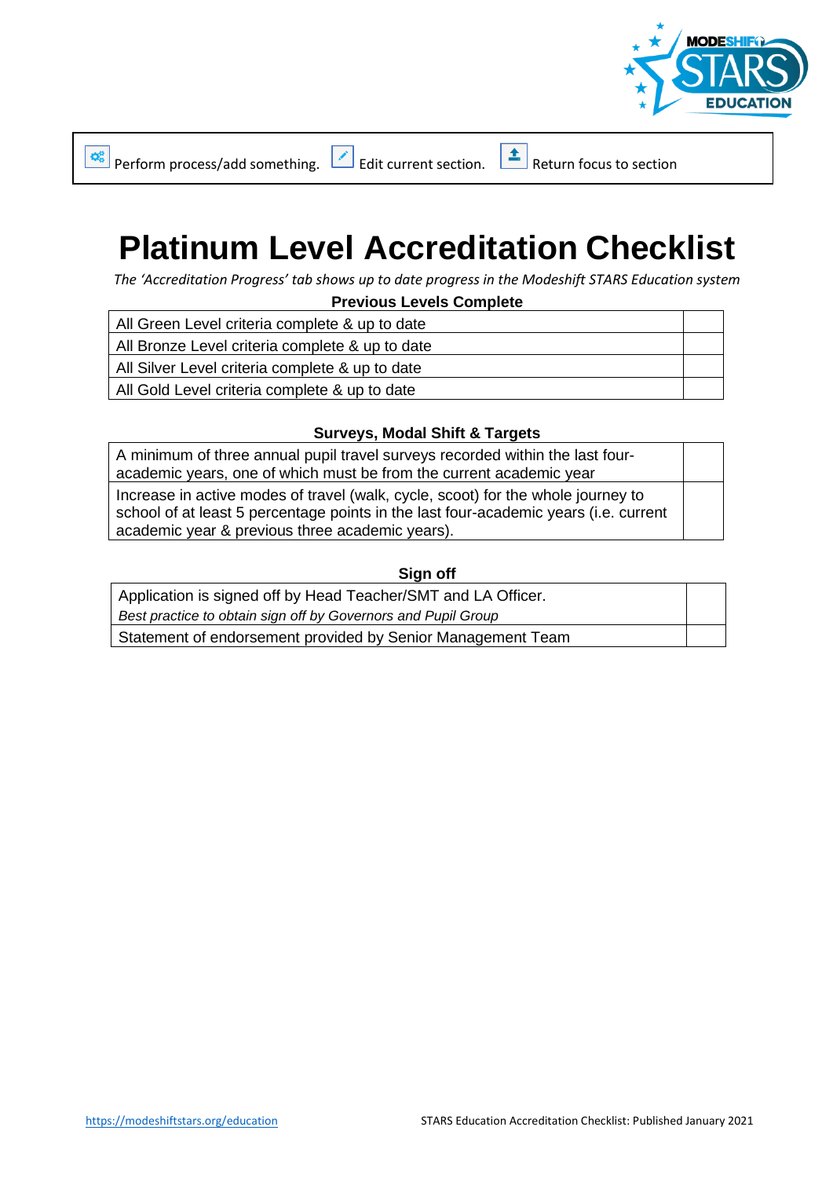Perform process/add something. Edit current section. Return focus to section

# Platinum Level Accreditation Checklist

*The 'Accreditation Progress' tab shows up to date progress in the Modeshift STARS Education system*

**Previous Levels Complete**

| | |
|---|---|
| All Green Level criteria complete & up to date | |
| All Bronze Level criteria complete & up to date | |
| All Silver Level criteria complete & up to date | |
| All Gold Level criteria complete & up to date | |

**Surveys, Modal Shift & Targets**

| | |
|---|---|
| A minimum of three annual pupil travel surveys recorded within the last four-academic years, one of which must be from the current academic year | |
| Increase in active modes of travel (walk, cycle, scoot) for the whole journey to school of at least 5 percentage points in the last four-academic years (i.e. current academic year & previous three academic years). | |

**Sign off**

| | |
|---|---|
| Application is signed off by Head Teacher/SMT and LA Officer. *Best practice to obtain sign off by Governors and Pupil Group* | |
| Statement of endorsement provided by Senior Management Team | |

https://modeshiftstars.org/education

STARS Education Accreditation Checklist: Published January 2021